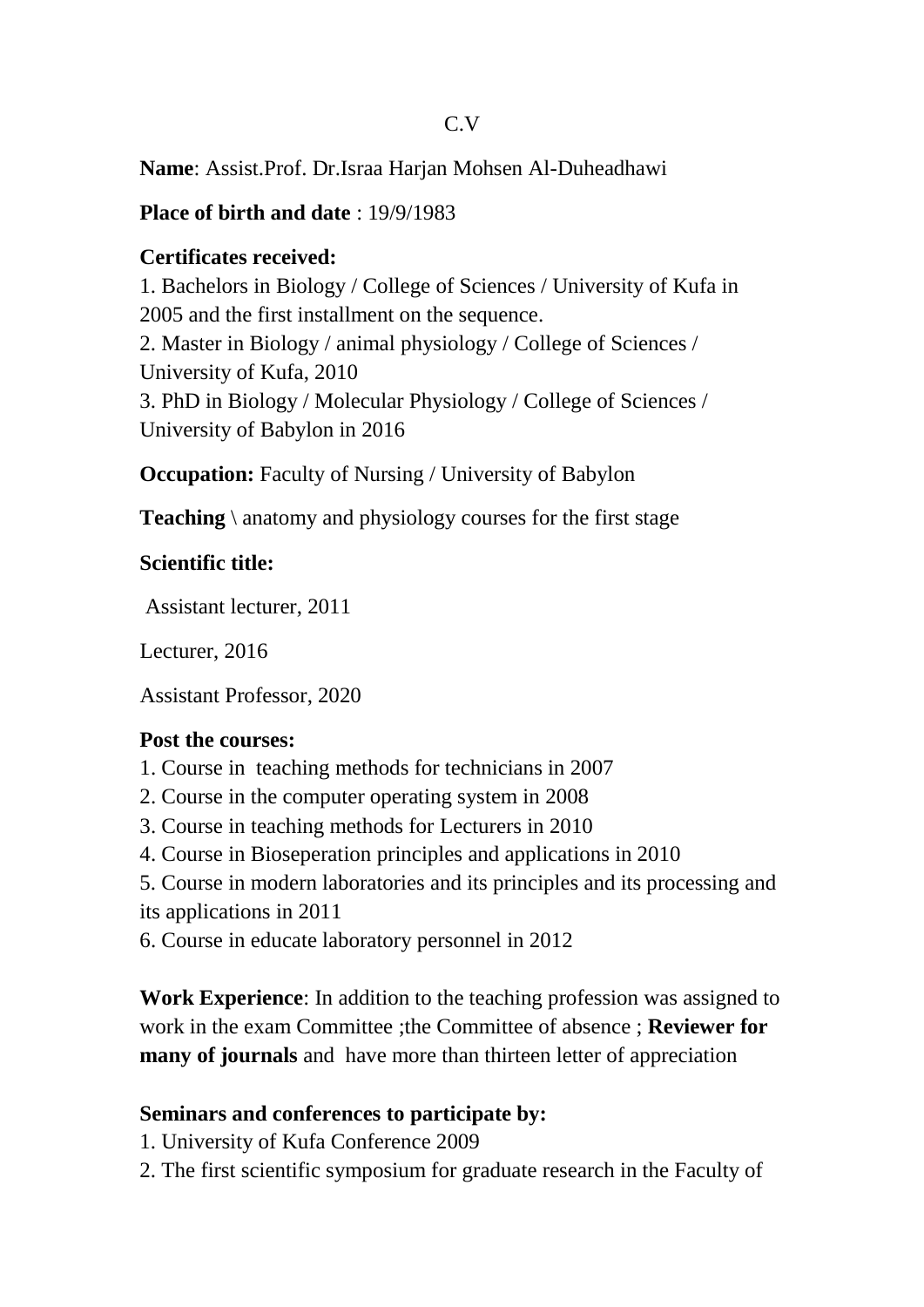C.V

**Name**: Assist.Prof. Dr.Israa Harjan Mohsen Al-Duheadhawi

**Place of birth and date** : 19/9/1983

**Certificates received:**

1. Bachelors in Biology / College of Sciences / University of Kufa in 2005 and the first installment on the sequence.
2. Master in Biology / animal physiology / College of Sciences / University of Kufa, 2010
3. PhD in Biology / Molecular Physiology / College of Sciences / University of Babylon in 2016

**Occupation:** Faculty of Nursing / University of Babylon

**Teaching** \ anatomy and physiology courses for the first stage

**Scientific title:**

Assistant lecturer, 2011

Lecturer, 2016

Assistant Professor, 2020

**Post the courses:**

1. Course in teaching methods for technicians in 2007
2. Course in the computer operating system in 2008
3. Course in teaching methods for Lecturers in 2010
4. Course in Bioseperation principles and applications in 2010
5. Course in modern laboratories and its principles and its processing and its applications in 2011
6. Course in educate laboratory personnel in 2012

**Work Experience**: In addition to the teaching profession was assigned to work in the exam Committee ;the Committee of absence ; **Reviewer for many of journals** and have more than thirteen letter of appreciation

**Seminars and conferences to participate by:**

1. University of Kufa Conference 2009
2. The first scientific symposium for graduate research in the Faculty of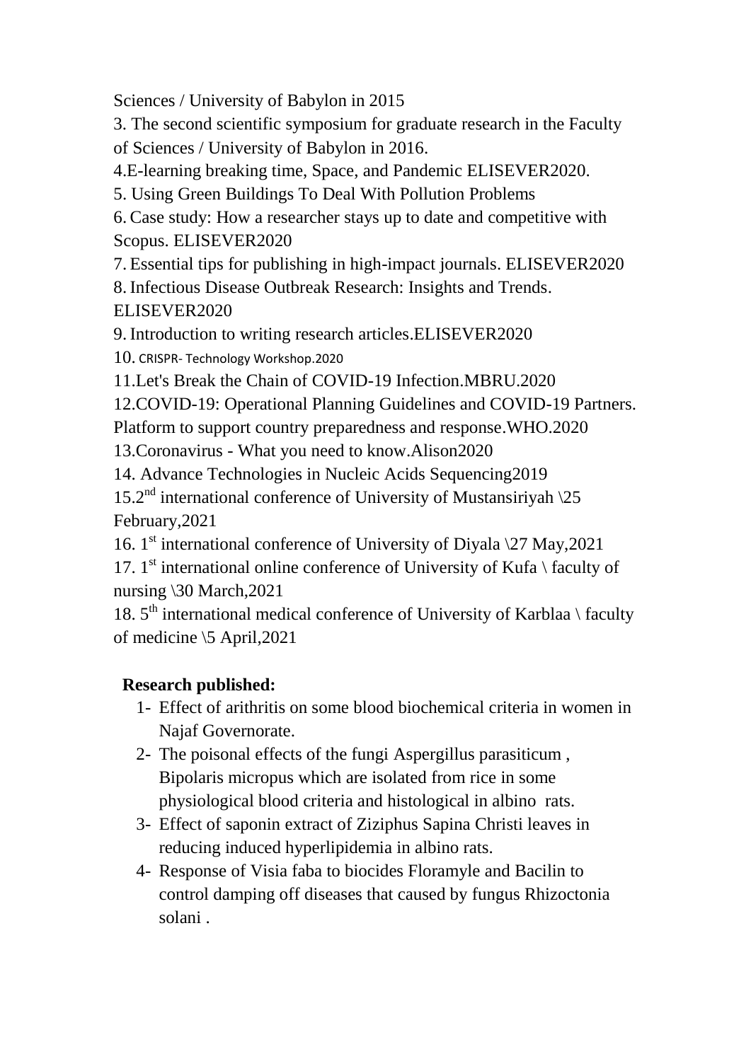Sciences / University of Babylon in 2015

3. The second scientific symposium for graduate research in the Faculty of Sciences / University of Babylon in 2016.

4.E-learning breaking time, Space, and Pandemic ELISEVER2020.

5. Using Green Buildings To Deal With Pollution Problems

6. Case study: How a researcher stays up to date and competitive with Scopus. ELISEVER2020

7. Essential tips for publishing in high-impact journals. ELISEVER2020

8. Infectious Disease Outbreak Research: Insights and Trends. ELISEVER2020

9. Introduction to writing research articles.ELISEVER2020

10. CRISPR- Technology Workshop.2020

11.Let's Break the Chain of COVID-19 Infection.MBRU.2020

12.COVID-19: Operational Planning Guidelines and COVID-19 Partners. Platform to support country preparedness and response.WHO.2020

13.Coronavirus - What you need to know.Alison2020

14. Advance Technologies in Nucleic Acids Sequencing2019

15.2nd international conference of University of Mustansiriyah \25 February,2021

16. 1st international conference of University of Diyala \27 May,2021

17. 1st international online conference of University of Kufa \ faculty of nursing \30 March,2021

18. 5th international medical conference of University of Karblaa \ faculty of medicine \5 April,2021

**Research published:**

1- Effect of arithritis on some blood biochemical criteria in women in Najaf Governorate.

2- The poisonal effects of the fungi Aspergillus parasiticum , Bipolaris micropus which are isolated from rice in some physiological blood criteria and histological in albino rats.

3- Effect of saponin extract of Ziziphus Sapina Christi leaves in reducing induced hyperlipidemia in albino rats.

4- Response of Visia faba to biocides Floramyle and Bacilin to control damping off diseases that caused by fungus Rhizoctonia solani .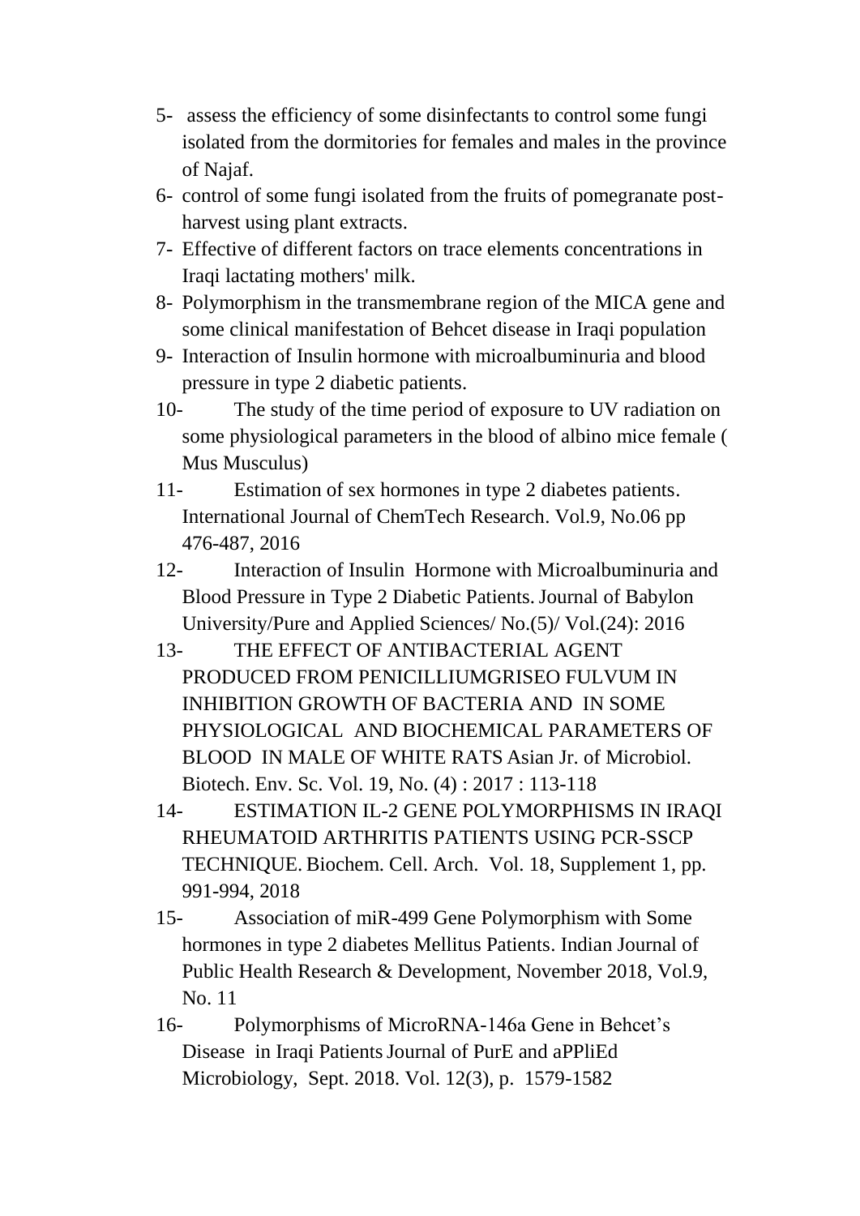5- assess the efficiency of some disinfectants to control some fungi isolated from the dormitories for females and males in the province of Najaf.

6- control of some fungi isolated from the fruits of pomegranate post-harvest using plant extracts.

7- Effective of different factors on trace elements concentrations in Iraqi lactating mothers' milk.

8- Polymorphism in the transmembrane region of the MICA gene and some clinical manifestation of Behcet disease in Iraqi population

9- Interaction of Insulin hormone with microalbuminuria and blood pressure in type 2 diabetic patients.

10- The study of the time period of exposure to UV radiation on some physiological parameters in the blood of albino mice female ( Mus Musculus)

11- Estimation of sex hormones in type 2 diabetes patients. International Journal of ChemTech Research. Vol.9, No.06 pp 476-487, 2016

12- Interaction of Insulin Hormone with Microalbuminuria and Blood Pressure in Type 2 Diabetic Patients. Journal of Babylon University/Pure and Applied Sciences/ No.(5)/ Vol.(24): 2016

13- THE EFFECT OF ANTIBACTERIAL AGENT PRODUCED FROM PENICILLIUMGRISEO FULVUM IN INHIBITION GROWTH OF BACTERIA AND IN SOME PHYSIOLOGICAL AND BIOCHEMICAL PARAMETERS OF BLOOD IN MALE OF WHITE RATS Asian Jr. of Microbiol. Biotech. Env. Sc. Vol. 19, No. (4) : 2017 : 113-118

14- ESTIMATION IL-2 GENE POLYMORPHISMS IN IRAQI RHEUMATOID ARTHRITIS PATIENTS USING PCR-SSCP TECHNIQUE. Biochem. Cell. Arch. Vol. 18, Supplement 1, pp. 991-994, 2018

15- Association of miR-499 Gene Polymorphism with Some hormones in type 2 diabetes Mellitus Patients. Indian Journal of Public Health Research & Development, November 2018, Vol.9, No. 11

16- Polymorphisms of MicroRNA-146a Gene in Behcet's Disease in Iraqi Patients Journal of PurE and aPPliEd Microbiology, Sept. 2018. Vol. 12(3), p. 1579-1582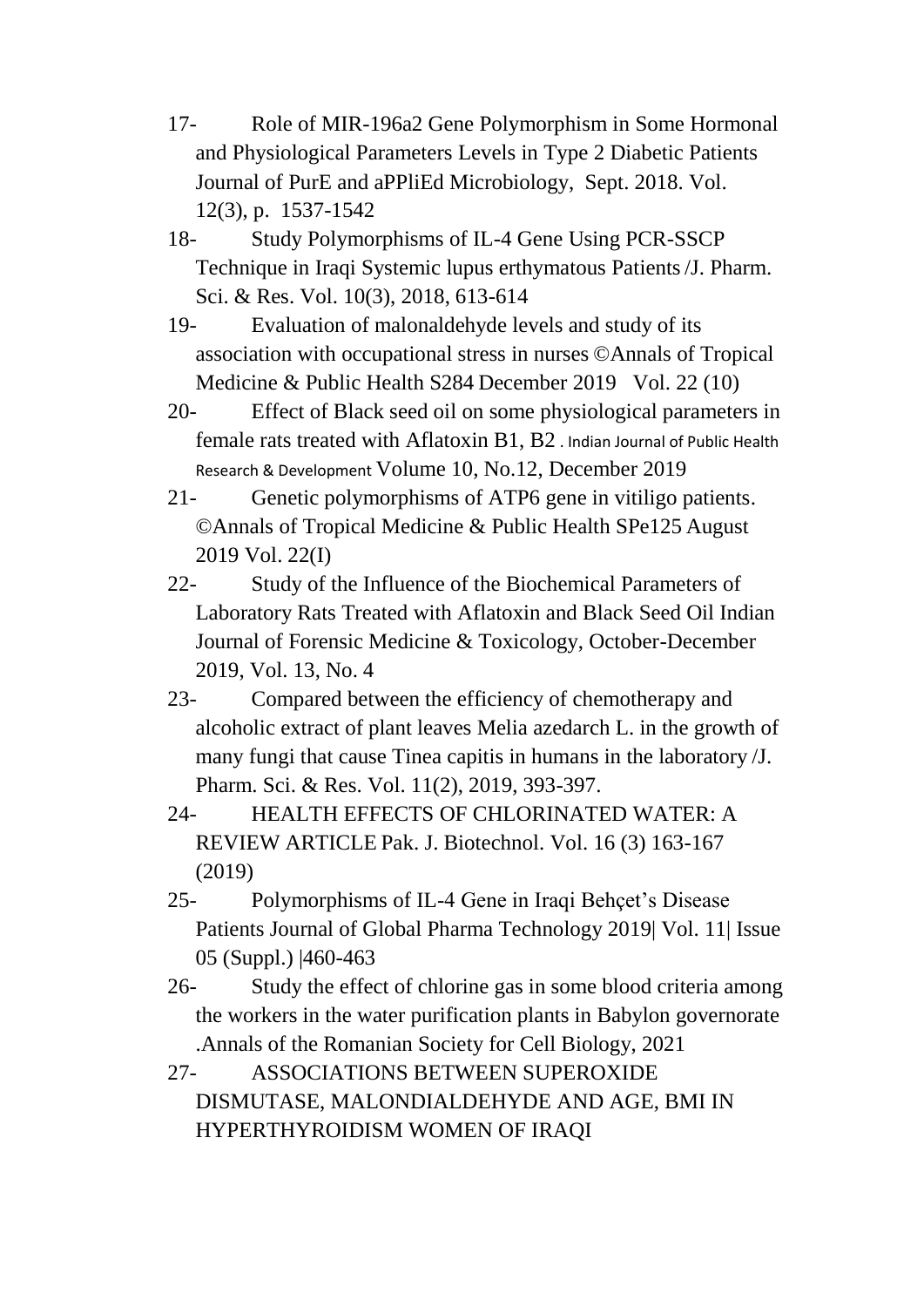17- Role of MIR-196a2 Gene Polymorphism in Some Hormonal and Physiological Parameters Levels in Type 2 Diabetic Patients Journal of PurE and aPPliEd Microbiology, Sept. 2018. Vol. 12(3), p. 1537-1542

18- Study Polymorphisms of IL-4 Gene Using PCR-SSCP Technique in Iraqi Systemic lupus erthymatous Patients /J. Pharm. Sci. & Res. Vol. 10(3), 2018, 613-614

19- Evaluation of malonaldehyde levels and study of its association with occupational stress in nurses ©Annals of Tropical Medicine & Public Health S284 December 2019 Vol. 22 (10)

20- Effect of Black seed oil on some physiological parameters in female rats treated with Aflatoxin B1, B2 . Indian Journal of Public Health Research & Development Volume 10, No.12, December 2019

21- Genetic polymorphisms of ATP6 gene in vitiligo patients. ©Annals of Tropical Medicine & Public Health SPe125 August 2019 Vol. 22(I)

22- Study of the Influence of the Biochemical Parameters of Laboratory Rats Treated with Aflatoxin and Black Seed Oil Indian Journal of Forensic Medicine & Toxicology, October-December 2019, Vol. 13, No. 4

23- Compared between the efficiency of chemotherapy and alcoholic extract of plant leaves Melia azedarch L. in the growth of many fungi that cause Tinea capitis in humans in the laboratory /J. Pharm. Sci. & Res. Vol. 11(2), 2019, 393-397.

24- HEALTH EFFECTS OF CHLORINATED WATER: A REVIEW ARTICLE Pak. J. Biotechnol. Vol. 16 (3) 163-167 (2019)

25- Polymorphisms of IL-4 Gene in Iraqi Behçet's Disease Patients Journal of Global Pharma Technology 2019| Vol. 11| Issue 05 (Suppl.) |460-463

26- Study the effect of chlorine gas in some blood criteria among the workers in the water purification plants in Babylon governorate .Annals of the Romanian Society for Cell Biology, 2021

27- ASSOCIATIONS BETWEEN SUPEROXIDE DISMUTASE, MALONDIALDEHYDE AND AGE, BMI IN HYPERTHYROIDISM WOMEN OF IRAQI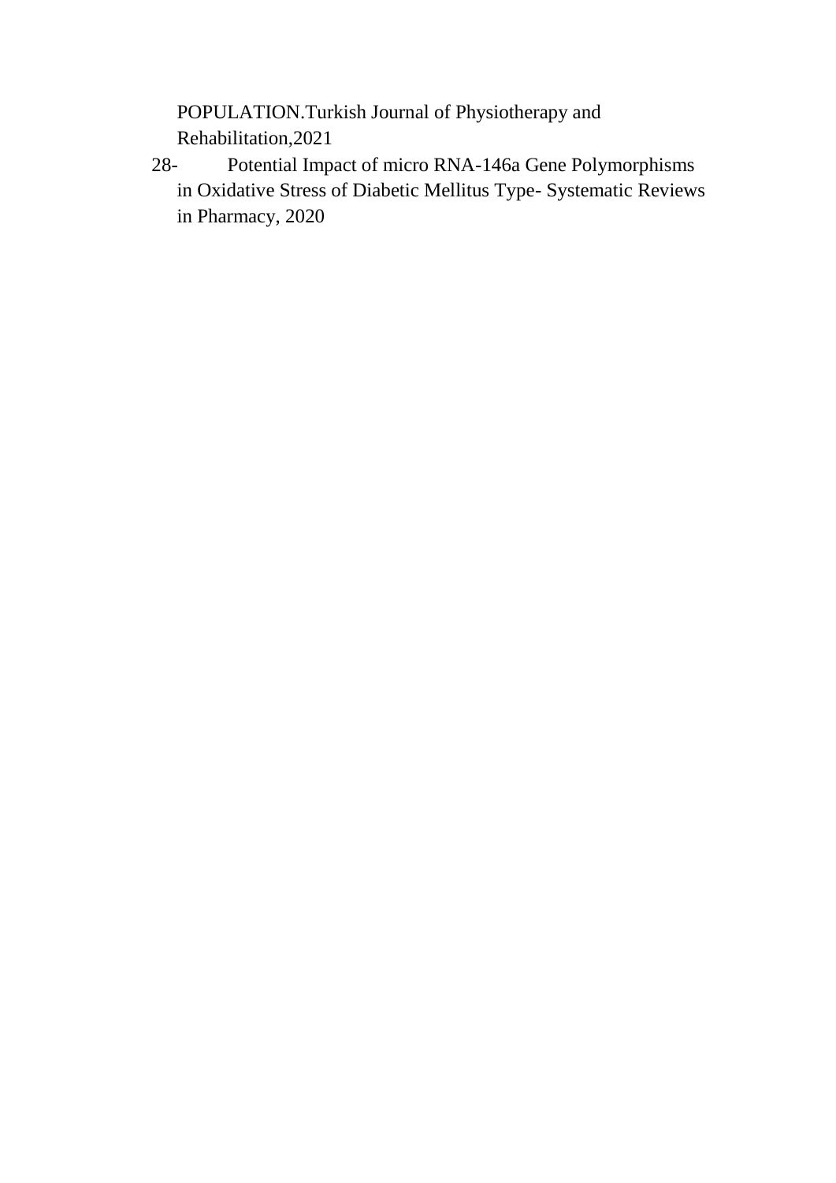POPULATION.Turkish Journal of Physiotherapy and Rehabilitation,2021

28- Potential Impact of micro RNA-146a Gene Polymorphisms in Oxidative Stress of Diabetic Mellitus Type- Systematic Reviews in Pharmacy, 2020